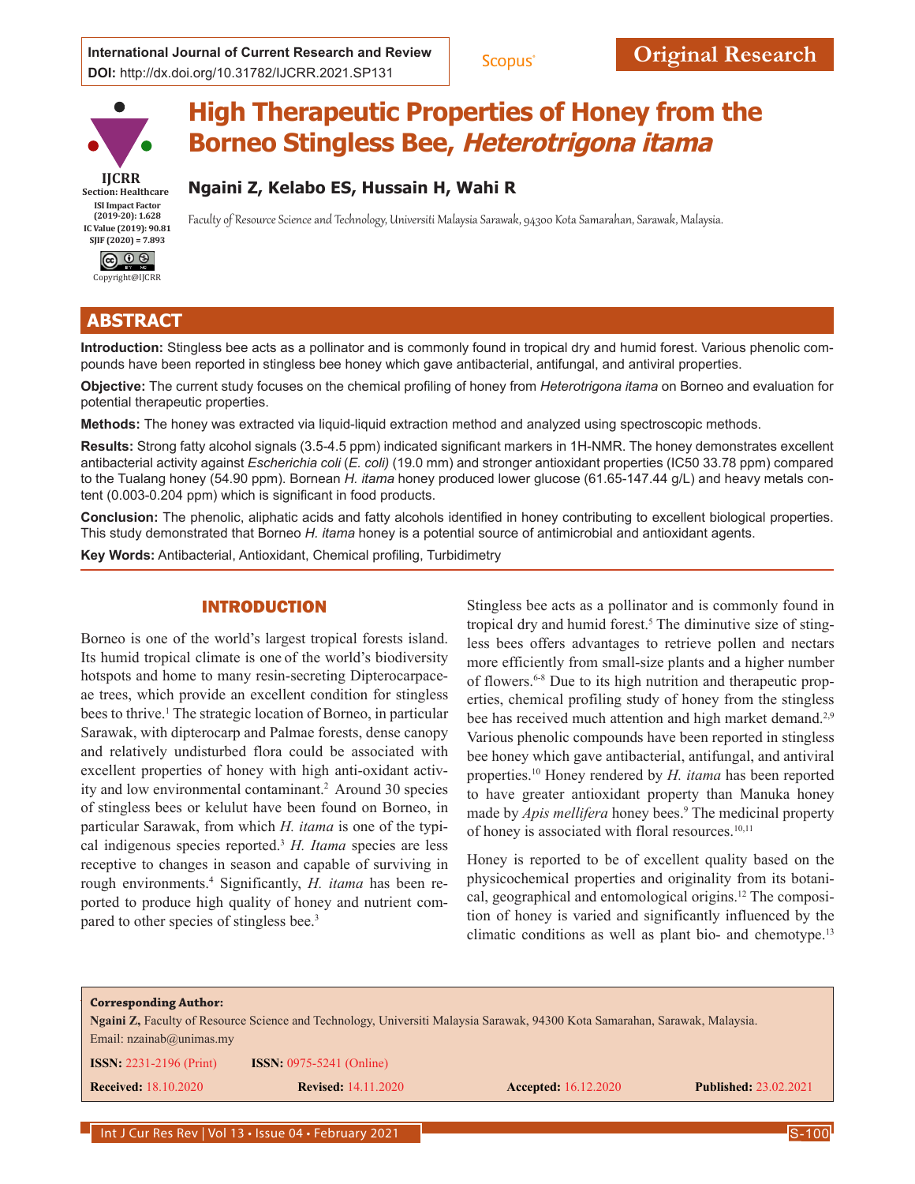International Journal of Current Research and Review
DOI: http://dx.doi.org/10.31782/IJCRR.2021.SP131

Original Research

IJCRR
Section: Healthcare
ISI Impact Factor (2019-20): 1.628
IC Value (2019): 90.81
SJIF (2020) = 7.893

Copyright@IJCRR

# High Therapeutic Properties of Honey from the Borneo Stingless Bee, *Heterotrigona itama*

**Ngaini Z, Kelabo ES, Hussain H, Wahi R**

Faculty of Resource Science and Technology, Universiti Malaysia Sarawak, 94300 Kota Samarahan, Sarawak, Malaysia.

## ABSTRACT

**Introduction:** Stingless bee acts as a pollinator and is commonly found in tropical dry and humid forest. Various phenolic compounds have been reported in stingless bee honey which gave antibacterial, antifungal, and antiviral properties.

**Objective:** The current study focuses on the chemical profiling of honey from *Heterotrigona itama* on Borneo and evaluation for potential therapeutic properties.

**Methods:** The honey was extracted via liquid-liquid extraction method and analyzed using spectroscopic methods.

**Results:** Strong fatty alcohol signals (3.5-4.5 ppm) indicated significant markers in 1H-NMR. The honey demonstrates excellent antibacterial activity against *Escherichia coli* (*E. coli)* (19.0 mm) and stronger antioxidant properties (IC50 33.78 ppm) compared to the Tualang honey (54.90 ppm). Bornean *H. itama* honey produced lower glucose (61.65-147.44 g/L) and heavy metals content (0.003-0.204 ppm) which is significant in food products.

**Conclusion:** The phenolic, aliphatic acids and fatty alcohols identified in honey contributing to excellent biological properties. This study demonstrated that Borneo *H. itama* honey is a potential source of antimicrobial and antioxidant agents.

**Key Words:** Antibacterial, Antioxidant, Chemical profiling, Turbidimetry

## INTRODUCTION

Borneo is one of the world's largest tropical forests island. Its humid tropical climate is one of the world's biodiversity hotspots and home to many resin-secreting Dipterocarpaceae trees, which provide an excellent condition for stingless bees to thrive.[1] The strategic location of Borneo, in particular Sarawak, with dipterocarp and Palmae forests, dense canopy and relatively undisturbed flora could be associated with excellent properties of honey with high anti-oxidant activity and low environmental contaminant.[2] Around 30 species of stingless bees or kelulut have been found on Borneo, in particular Sarawak, from which *H. itama* is one of the typical indigenous species reported.[3] *H. Itama* species are less receptive to changes in season and capable of surviving in rough environments.[4] Significantly, *H. itama* has been reported to produce high quality of honey and nutrient compared to other species of stingless bee.[3]

Stingless bee acts as a pollinator and is commonly found in tropical dry and humid forest.[5] The diminutive size of stingless bees offers advantages to retrieve pollen and nectars more efficiently from small-size plants and a higher number of flowers.[6-8] Due to its high nutrition and therapeutic properties, chemical profiling study of honey from the stingless bee has received much attention and high market demand.[2,9] Various phenolic compounds have been reported in stingless bee honey which gave antibacterial, antifungal, and antiviral properties.[10] Honey rendered by *H. itama* has been reported to have greater antioxidant property than Manuka honey made by *Apis mellifera* honey bees.[9] The medicinal property of honey is associated with floral resources.[10,11]

Honey is reported to be of excellent quality based on the physicochemical properties and originality from its botanical, geographical and entomological origins.[12] The composition of honey is varied and significantly influenced by the climatic conditions as well as plant bio- and chemotype.[13]

**Corresponding Author:**
**Ngaini Z,** Faculty of Resource Science and Technology, Universiti Malaysia Sarawak, 94300 Kota Samarahan, Sarawak, Malaysia.
Email: nzainab@unimas.my

**ISSN:** 2231-2196 (Print) **ISSN:** 0975-5241 (Online)

**Received:** 18.10.2020 **Revised:** 14.11.2020 **Accepted:** 16.12.2020 **Published:** 23.02.2021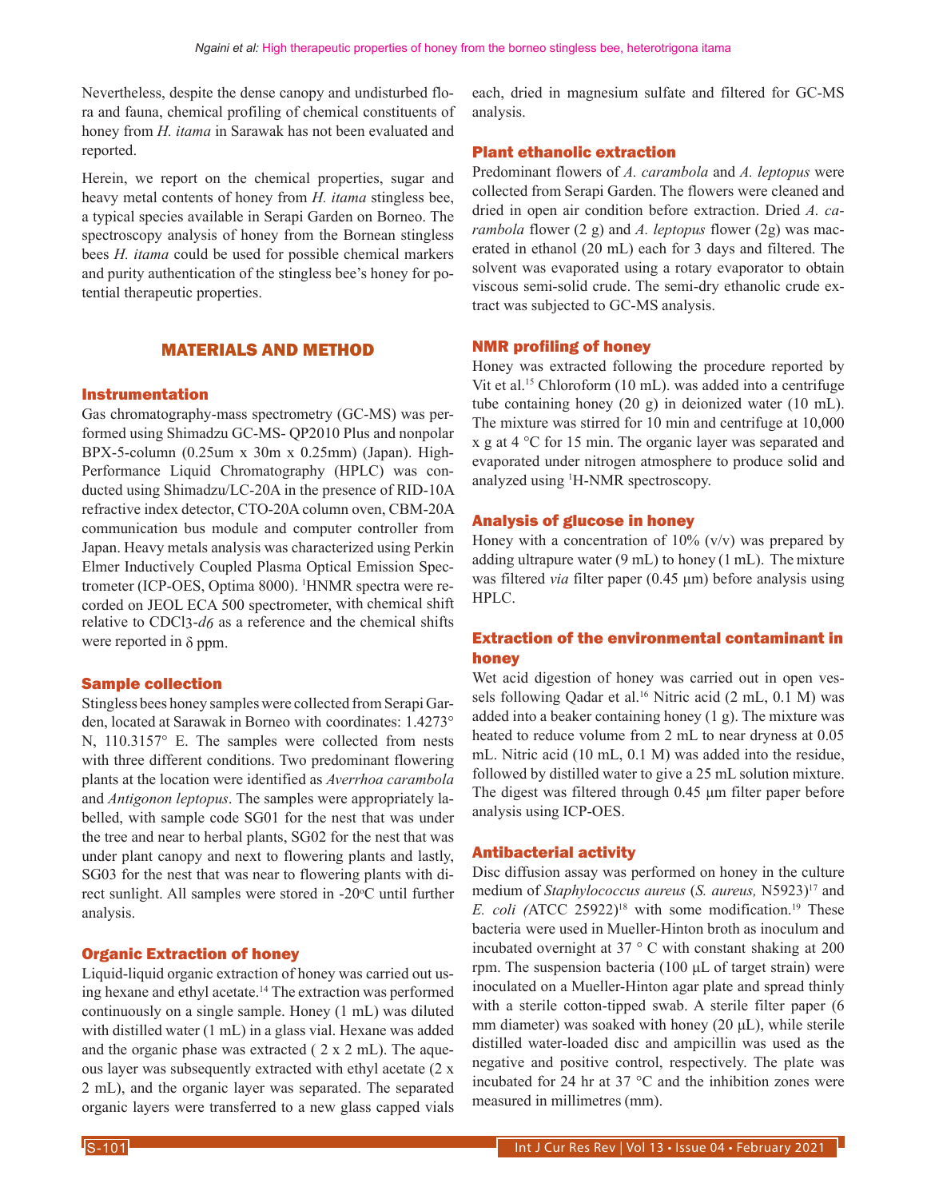Nevertheless, despite the dense canopy and undisturbed flora and fauna, chemical profiling of chemical constituents of honey from *H. itama* in Sarawak has not been evaluated and reported.

Herein, we report on the chemical properties, sugar and heavy metal contents of honey from *H. itama* stingless bee, a typical species available in Serapi Garden on Borneo. The spectroscopy analysis of honey from the Bornean stingless bees *H. itama* could be used for possible chemical markers and purity authentication of the stingless bee's honey for potential therapeutic properties.

## MATERIALS AND METHOD

### Instrumentation

Gas chromatography-mass spectrometry (GC-MS) was performed using Shimadzu GC-MS- QP2010 Plus and nonpolar BPX-5-column (0.25um x 30m x 0.25mm) (Japan). High-Performance Liquid Chromatography (HPLC) was conducted using Shimadzu/LC-20A in the presence of RID-10A refractive index detector, CTO-20A column oven, CBM-20A communication bus module and computer controller from Japan. Heavy metals analysis was characterized using Perkin Elmer Inductively Coupled Plasma Optical Emission Spectrometer (ICP-OES, Optima 8000). $^1$HNMR spectra were recorded on JEOL ECA 500 spectrometer, with chemical shift relative to $CDCl_3$-*d6* as a reference and the chemical shifts were reported in δ ppm.

### Sample collection

Stingless bees honey samples were collected from Serapi Garden, located at Sarawak in Borneo with coordinates: 1.4273° N, 110.3157° E. The samples were collected from nests with three different conditions. Two predominant flowering plants at the location were identified as *Averrhoa carambola* and *Antigonon leptopus*. The samples were appropriately labelled, with sample code SG01 for the nest that was under the tree and near to herbal plants, SG02 for the nest that was under plant canopy and next to flowering plants and lastly, SG03 for the nest that was near to flowering plants with direct sunlight. All samples were stored in -20°C until further analysis.

### Organic Extraction of honey

Liquid-liquid organic extraction of honey was carried out using hexane and ethyl acetate.[14] The extraction was performed continuously on a single sample. Honey (1 mL) was diluted with distilled water (1 mL) in a glass vial. Hexane was added and the organic phase was extracted ( 2 x 2 mL). The aqueous layer was subsequently extracted with ethyl acetate (2 x 2 mL), and the organic layer was separated. The separated organic layers were transferred to a new glass capped vials each, dried in magnesium sulfate and filtered for GC-MS analysis.

### Plant ethanolic extraction

Predominant flowers of *A. carambola* and *A. leptopus* were collected from Serapi Garden. The flowers were cleaned and dried in open air condition before extraction. Dried *A. carambola* flower (2 g) and *A. leptopus* flower (2g) was macerated in ethanol (20 mL) each for 3 days and filtered. The solvent was evaporated using a rotary evaporator to obtain viscous semi-solid crude. The semi-dry ethanolic crude extract was subjected to GC-MS analysis.

### NMR profiling of honey

Honey was extracted following the procedure reported by Vit et al.[15] Chloroform (10 mL). was added into a centrifuge tube containing honey (20 g) in deionized water (10 mL). The mixture was stirred for 10 min and centrifuge at 10,000 x g at 4 °C for 15 min. The organic layer was separated and evaporated under nitrogen atmosphere to produce solid and analyzed using $^1$H-NMR spectroscopy.

### Analysis of glucose in honey

Honey with a concentration of 10% (v/v) was prepared by adding ultrapure water (9 mL) to honey (1 mL). The mixture was filtered *via* filter paper (0.45 μm) before analysis using HPLC.

### Extraction of the environmental contaminant in honey

Wet acid digestion of honey was carried out in open vessels following Qadar et al.[16] Nitric acid (2 mL, 0.1 M) was added into a beaker containing honey (1 g). The mixture was heated to reduce volume from 2 mL to near dryness at 0.05 mL. Nitric acid (10 mL, 0.1 M) was added into the residue, followed by distilled water to give a 25 mL solution mixture. The digest was filtered through 0.45 μm filter paper before analysis using ICP-OES.

### Antibacterial activity

Disc diffusion assay was performed on honey in the culture medium of *Staphylococcus aureus* (*S. aureus,* N5923)[17] and *E. coli (*ATCC 25922)[18] with some modification.[19] These bacteria were used in Mueller-Hinton broth as inoculum and incubated overnight at 37 ° C with constant shaking at 200 rpm. The suspension bacteria (100 μL of target strain) were inoculated on a Mueller-Hinton agar plate and spread thinly with a sterile cotton-tipped swab. A sterile filter paper (6 mm diameter) was soaked with honey (20 μL), while sterile distilled water-loaded disc and ampicillin was used as the negative and positive control, respectively. The plate was incubated for 24 hr at 37 °C and the inhibition zones were measured in millimetres (mm).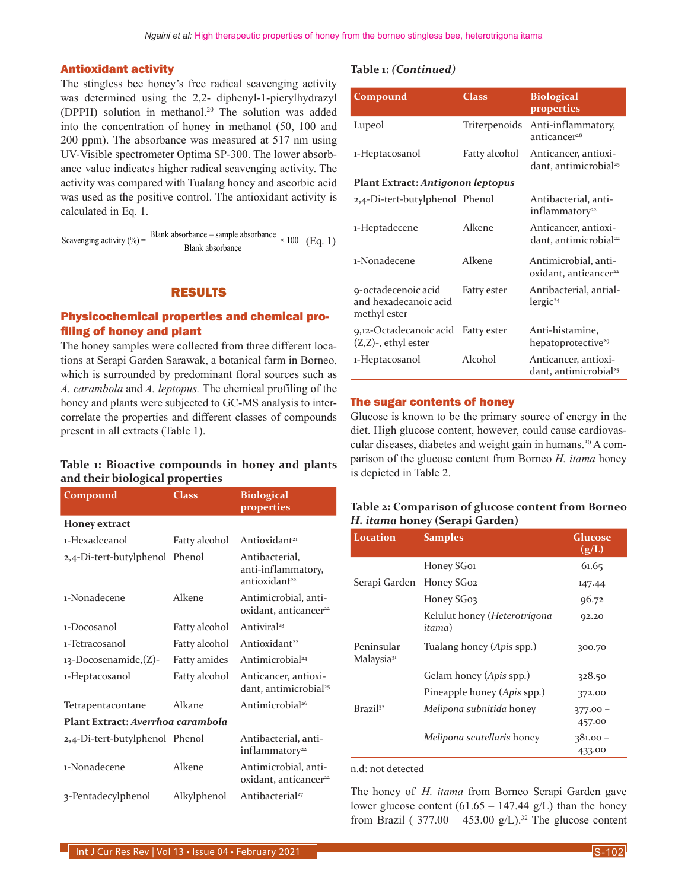## Antioxidant activity

The stingless bee honey's free radical scavenging activity was determined using the 2,2- diphenyl-1-picrylhydrazyl (DPPH) solution in methanol.[20] The solution was added into the concentration of honey in methanol (50, 100 and 200 ppm). The absorbance was measured at 517 nm using UV-Visible spectrometer Optima SP-300. The lower absorbance value indicates higher radical scavenging activity. The activity was compared with Tualang honey and ascorbic acid was used as the positive control. The antioxidant activity is calculated in Eq. 1.

$$\text{Scavenging activity (\%)} = \frac{\text{Blank absorbance} - \text{sample absorbance}}{\text{Blank absorbance}} \times 100 \quad \text{(Eq. 1)}$$

# RESULTS

## Physicochemical properties and chemical profiling of honey and plant

The honey samples were collected from three different locations at Serapi Garden Sarawak, a botanical farm in Borneo, which is surrounded by predominant floral sources such as *A. carambola* and *A. leptopus.* The chemical profiling of the honey and plants were subjected to GC-MS analysis to intercorrelate the properties and different classes of compounds present in all extracts (Table 1).

**Table 1: Bioactive compounds in honey and plants and their biological properties**

| Compound | Class | Biological properties |
|---|---|---|
| **Honey extract** | | |
| 1-Hexadecanol | Fatty alcohol | Antioxidant[21] |
| 2,4-Di-tert-butylphenol | Phenol | Antibacterial, anti-inflammatory, antioxidant[22] |
| 1-Nonadecene | Alkene | Antimicrobial, antioxidant, anticancer[22] |
| 1-Docosanol | Fatty alcohol | Antiviral[23] |
| 1-Tetracosanol | Fatty alcohol | Antioxidant[22] |
| 13-Docosenamide,(Z)- | Fatty amides | Antimicrobial[24] |
| 1-Heptacosanol | Fatty alcohol | Anticancer, antioxidant, antimicrobial[25] |
| Tetrapentacontane | Alkane | Antimicrobial[26] |
| **Plant Extract: *Averrhoa carambola*** | | |
| 2,4-Di-tert-butylphenol | Phenol | Antibacterial, anti-inflammatory[22] |
| 1-Nonadecene | Alkene | Antimicrobial, antioxidant, anticancer[22] |
| 3-Pentadecylphenol | Alkylphenol | Antibacterial[27] |
| Lupeol | Triterpenoids | Anti-inflammatory, anticancer[28] |
| 1-Heptacosanol | Fatty alcohol | Anticancer, antioxidant, antimicrobial[25] |
| **Plant Extract: *Antigonon leptopus*** | | |
| 2,4-Di-tert-butylphenol | Phenol | Antibacterial, anti-inflammatory[22] |
| 1-Heptadecene | Alkene | Anticancer, antioxidant, antimicrobial[22] |
| 1-Nonadecene | Alkene | Antimicrobial, antioxidant, anticancer[22] |
| 9-octadecenoic acid and hexadecanoic acid methyl ester | Fatty ester | Antibacterial, antiallergic[24] |
| 9,12-Octadecanoic acid (Z,Z)-, ethyl ester | Fatty ester | Anti-histamine, hepatoprotective[29] |
| 1-Heptacosanol | Alcohol | Anticancer, antioxidant, antimicrobial[25] |

## The sugar contents of honey

Glucose is known to be the primary source of energy in the diet. High glucose content, however, could cause cardiovascular diseases, diabetes and weight gain in humans.[30] A comparison of the glucose content from Borneo *H. itama* honey is depicted in Table 2.

**Table 2: Comparison of glucose content from Borneo *H. itama* honey (Serapi Garden)**

| Location | Samples | Glucose (g/L) |
|---|---|---|
| Serapi Garden | Honey SG01 | 61.65 |
| | Honey SG02 | 147.44 |
| | Honey SG03 | 96.72 |
| | Kelulut honey (*Heterotrigona itama*) | 92.20 |
| Peninsular Malaysia[31] | Tualang honey (*Apis* spp.) | 300.70 |
| | Gelam honey (*Apis* spp.) | 328.50 |
| | Pineapple honey (*Apis* spp.) | 372.00 |
| Brazil[32] | *Melipona subnitida* honey | 377.00 – 457.00 |
| | *Melipona scutellaris* honey | 381.00 – 433.00 |

n.d: not detected

The honey of *H. itama* from Borneo Serapi Garden gave lower glucose content (61.65 – 147.44 g/L) than the honey from Brazil ( 377.00 – 453.00 g/L).[32] The glucose content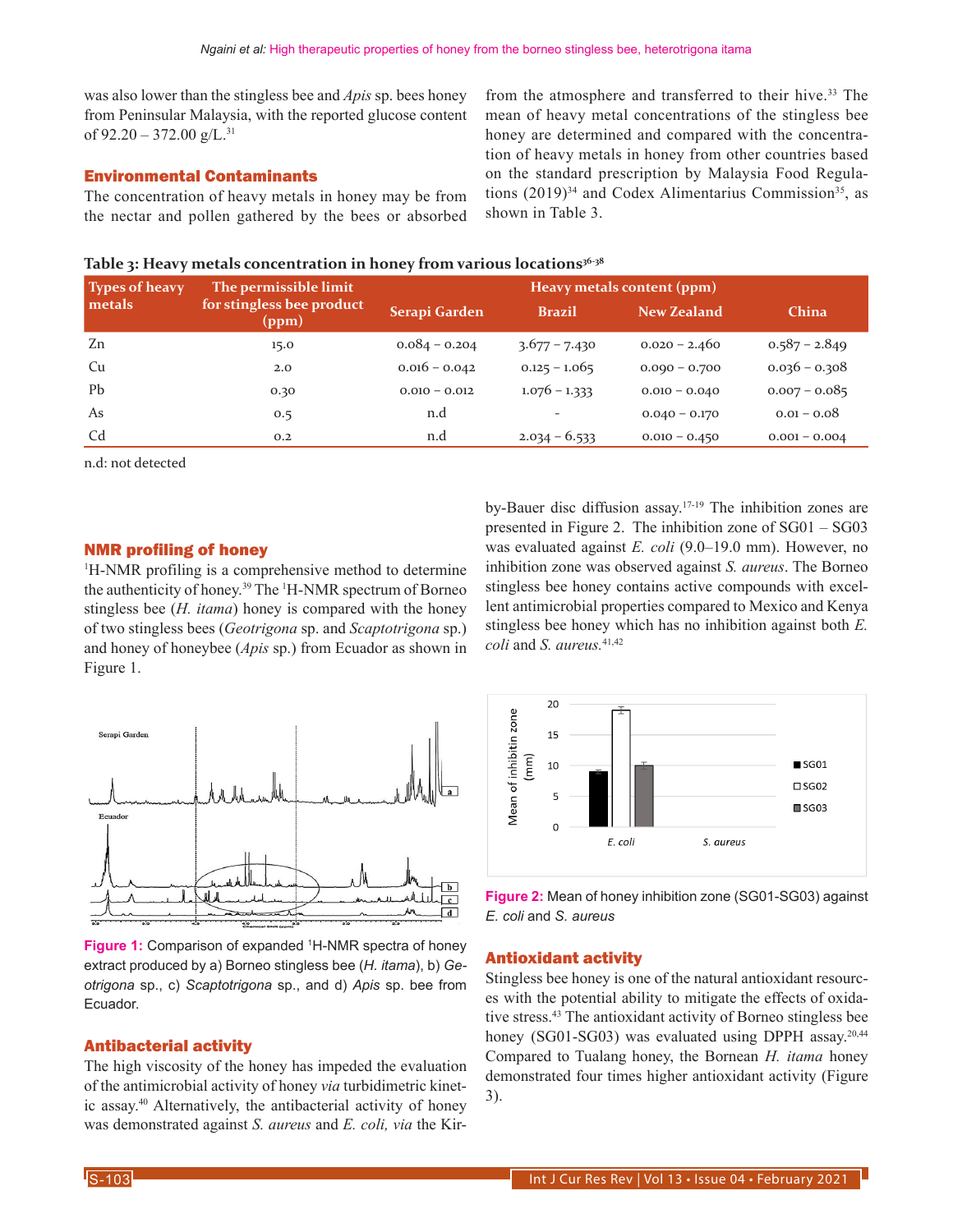was also lower than the stingless bee and *Apis* sp. bees honey from Peninsular Malaysia, with the reported glucose content of 92.20 – 372.00 g/L.[31]

## Environmental Contaminants

The concentration of heavy metals in honey may be from the nectar and pollen gathered by the bees or absorbed from the atmosphere and transferred to their hive.[33] The mean of heavy metal concentrations of the stingless bee honey are determined and compared with the concentration of heavy metals in honey from other countries based on the standard prescription by Malaysia Food Regulations (2019)[34] and Codex Alimentarius Commission[35], as shown in Table 3.

**Table 3: Heavy metals concentration in honey from various locations[36-38]**

| Types of heavy metals | The permissible limit for stingless bee product (ppm) | Heavy metals content (ppm) | | | |
|---|---|---|---|---|---|
| | | Serapi Garden | Brazil | New Zealand | China |
| Zn | 15.0 | 0.084 – 0.204 | 3.677 – 7.430 | 0.020 – 2.460 | 0.587 – 2.849 |
| Cu | 2.0 | 0.016 – 0.042 | 0.125 – 1.065 | 0.090 – 0.700 | 0.036 – 0.308 |
| Pb | 0.30 | 0.010 – 0.012 | 1.076 – 1.333 | 0.010 – 0.040 | 0.007 – 0.085 |
| As | 0.5 | n.d | - | 0.040 – 0.170 | 0.01 – 0.08 |
| Cd | 0.2 | n.d | 2.034 – 6.533 | 0.010 – 0.450 | 0.001 – 0.004 |

n.d: not detected

## NMR profiling of honey

$^1$H-NMR profiling is a comprehensive method to determine the authenticity of honey.[39] The $^1$H-NMR spectrum of Borneo stingless bee (*H. itama*) honey is compared with the honey of two stingless bees (*Geotrigona* sp. and *Scaptotrigona* sp.) and honey of honeybee (*Apis* sp.) from Ecuador as shown in Figure 1.

Figure 1: Comparison of expanded $^1$H-NMR spectra of honey extract produced by a) Borneo stingless bee (*H. itama*), b) *Geotrigona* sp., c) *Scaptotrigona* sp., and d) *Apis* sp. bee from Ecuador.

## Antibacterial activity

The high viscosity of the honey has impeded the evaluation of the antimicrobial activity of honey *via* turbidimetric kinetic assay.[40] Alternatively, the antibacterial activity of honey was demonstrated against *S. aureus* and *E. coli, via* the Kirby-Bauer disc diffusion assay.[17-19] The inhibition zones are presented in Figure 2. The inhibition zone of SG01 – SG03 was evaluated against *E. coli* (9.0–19.0 mm). However, no inhibition zone was observed against *S. aureus*. The Borneo stingless bee honey contains active compounds with excellent antimicrobial properties compared to Mexico and Kenya stingless bee honey which has no inhibition against both *E. coli* and *S. aureus*.[41,42]

Figure 2: Mean of honey inhibition zone (SG01-SG03) against *E. coli* and *S. aureus*

## Antioxidant activity

Stingless bee honey is one of the natural antioxidant resources with the potential ability to mitigate the effects of oxidative stress.[43] The antioxidant activity of Borneo stingless bee honey (SG01-SG03) was evaluated using DPPH assay.[20,44] Compared to Tualang honey, the Bornean *H. itama* honey demonstrated four times higher antioxidant activity (Figure 3).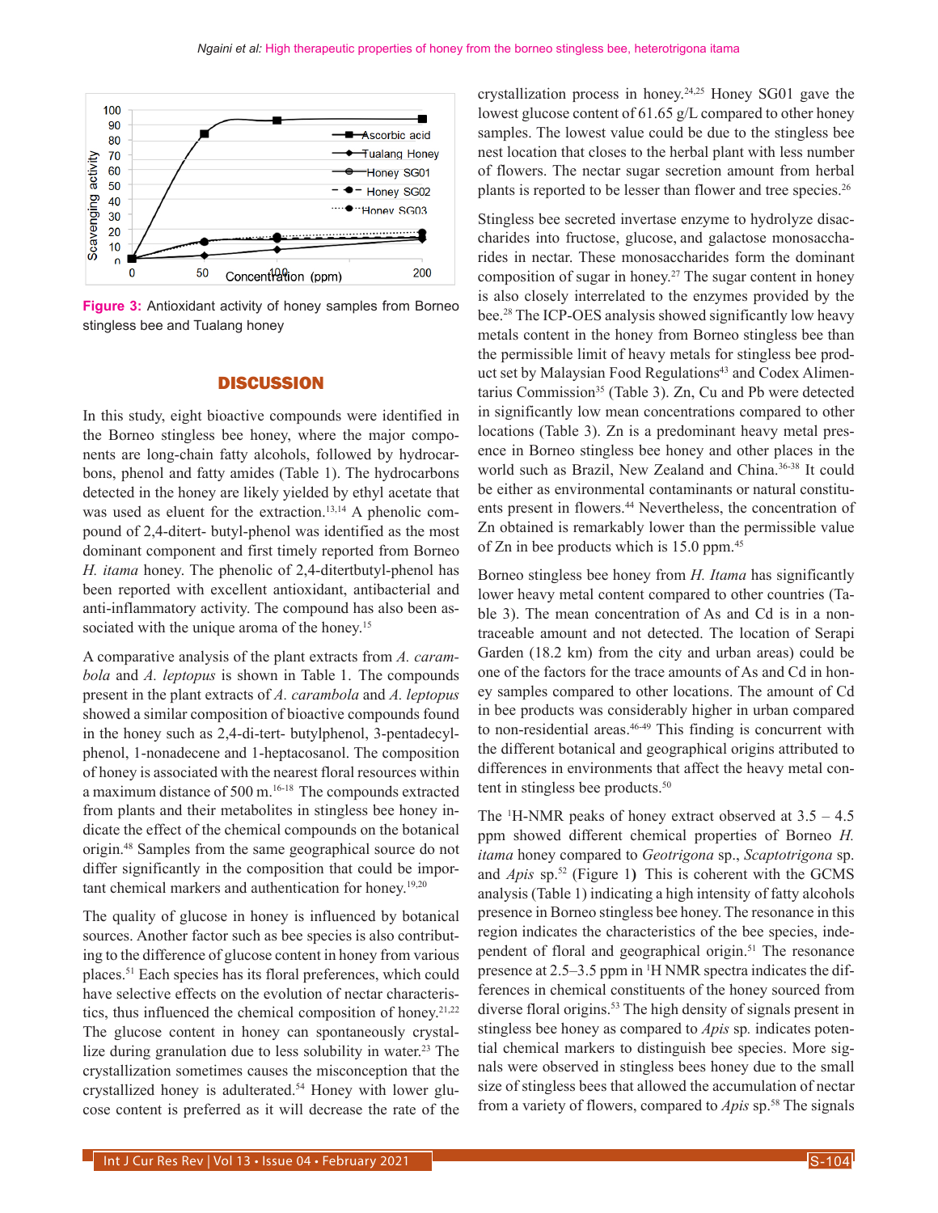Figure 3: Antioxidant activity of honey samples from Borneo stingless bee and Tualang honey

## DISCUSSION

In this study, eight bioactive compounds were identified in the Borneo stingless bee honey, where the major components are long-chain fatty alcohols, followed by hydrocarbons, phenol and fatty amides (Table 1). The hydrocarbons detected in the honey are likely yielded by ethyl acetate that was used as eluent for the extraction.[13,14] A phenolic compound of 2,4-ditert- butyl-phenol was identified as the most dominant component and first timely reported from Borneo *H. itama* honey. The phenolic of 2,4-ditertbutyl-phenol has been reported with excellent antioxidant, antibacterial and anti-inflammatory activity. The compound has also been associated with the unique aroma of the honey.[15]

A comparative analysis of the plant extracts from *A. carambola* and *A. leptopus* is shown in Table 1. The compounds present in the plant extracts of *A. carambola* and *A. leptopus* showed a similar composition of bioactive compounds found in the honey such as 2,4-di-tert- butylphenol, 3-pentadecylphenol, 1-nonadecene and 1-heptacosanol. The composition of honey is associated with the nearest floral resources within a maximum distance of 500 m.[16-18] The compounds extracted from plants and their metabolites in stingless bee honey indicate the effect of the chemical compounds on the botanical origin.[48] Samples from the same geographical source do not differ significantly in the composition that could be important chemical markers and authentication for honey.[19,20]

The quality of glucose in honey is influenced by botanical sources. Another factor such as bee species is also contributing to the difference of glucose content in honey from various places.[51] Each species has its floral preferences, which could have selective effects on the evolution of nectar characteristics, thus influenced the chemical composition of honey.[21,22] The glucose content in honey can spontaneously crystallize during granulation due to less solubility in water.[23] The crystallization sometimes causes the misconception that the crystallized honey is adulterated.[54] Honey with lower glucose content is preferred as it will decrease the rate of the crystallization process in honey.[24,25] Honey SG01 gave the lowest glucose content of 61.65 g/L compared to other honey samples. The lowest value could be due to the stingless bee nest location that closes to the herbal plant with less number of flowers. The nectar sugar secretion amount from herbal plants is reported to be lesser than flower and tree species.[26]

Stingless bee secreted invertase enzyme to hydrolyze disaccharides into fructose, glucose, and galactose monosaccharides in nectar. These monosaccharides form the dominant composition of sugar in honey.[27] The sugar content in honey is also closely interrelated to the enzymes provided by the bee.[28] The ICP-OES analysis showed significantly low heavy metals content in the honey from Borneo stingless bee than the permissible limit of heavy metals for stingless bee product set by Malaysian Food Regulations[43] and Codex Alimentarius Commission[35] (Table 3). Zn, Cu and Pb were detected in significantly low mean concentrations compared to other locations (Table 3). Zn is a predominant heavy metal presence in Borneo stingless bee honey and other places in the world such as Brazil, New Zealand and China.[36-38] It could be either as environmental contaminants or natural constituents present in flowers.[44] Nevertheless, the concentration of Zn obtained is remarkably lower than the permissible value of Zn in bee products which is 15.0 ppm.[45]

Borneo stingless bee honey from *H. Itama* has significantly lower heavy metal content compared to other countries (Table 3). The mean concentration of As and Cd is in a non-traceable amount and not detected. The location of Serapi Garden (18.2 km) from the city and urban areas) could be one of the factors for the trace amounts of As and Cd in honey samples compared to other locations. The amount of Cd in bee products was considerably higher in urban compared to non-residential areas.[46-49] This finding is concurrent with the different botanical and geographical origins attributed to differences in environments that affect the heavy metal content in stingless bee products.[50]

The $^{1}$H-NMR peaks of honey extract observed at 3.5 – 4.5 ppm showed different chemical properties of Borneo *H. itama* honey compared to *Geotrigona* sp., *Scaptotrigona* sp. and *Apis* sp.[52] (Figure 1**)** This is coherent with the GCMS analysis (Table 1) indicating a high intensity of fatty alcohols presence in Borneo stingless bee honey. The resonance in this region indicates the characteristics of the bee species, independent of floral and geographical origin.[51] The resonance presence at 2.5–3.5 ppm in $^{1}$H NMR spectra indicates the differences in chemical constituents of the honey sourced from diverse floral origins.[53] The high density of signals present in stingless bee honey as compared to *Apis* sp. indicates potential chemical markers to distinguish bee species. More signals were observed in stingless bees honey due to the small size of stingless bees that allowed the accumulation of nectar from a variety of flowers, compared to *Apis* sp.[58] The signals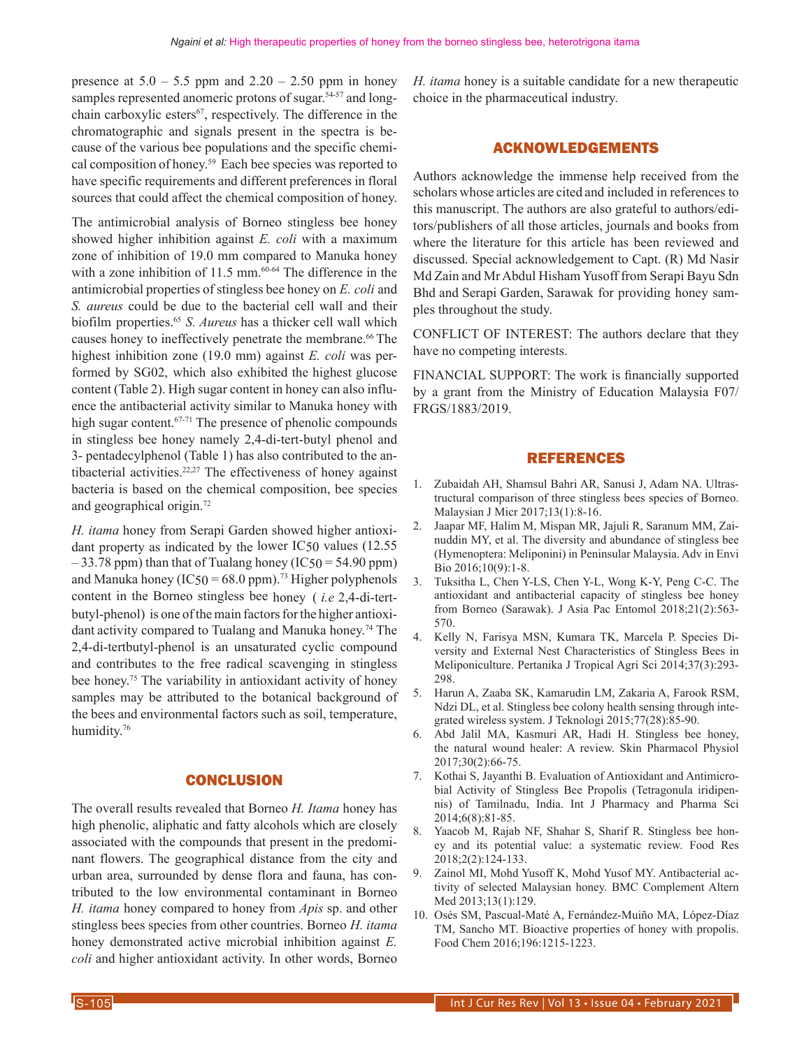presence at 5.0 – 5.5 ppm and 2.20 – 2.50 ppm in honey samples represented anomeric protons of sugar.[54-57] and long-chain carboxylic esters[67], respectively. The difference in the chromatographic and signals present in the spectra is because of the various bee populations and the specific chemical composition of honey.[59] Each bee species was reported to have specific requirements and different preferences in floral sources that could affect the chemical composition of honey.

The antimicrobial analysis of Borneo stingless bee honey showed higher inhibition against *E. coli* with a maximum zone of inhibition of 19.0 mm compared to Manuka honey with a zone inhibition of 11.5 mm.[60-64] The difference in the antimicrobial properties of stingless bee honey on *E. coli* and *S. aureus* could be due to the bacterial cell wall and their biofilm properties.[65] *S. Aureus* has a thicker cell wall which causes honey to ineffectively penetrate the membrane.[66] The highest inhibition zone (19.0 mm) against *E. coli* was performed by SG02, which also exhibited the highest glucose content (Table 2). High sugar content in honey can also influence the antibacterial activity similar to Manuka honey with high sugar content.[67-71] The presence of phenolic compounds in stingless bee honey namely 2,4-di-tert-butyl phenol and 3- pentadecylphenol (Table 1) has also contributed to the antibacterial activities.[22,27] The effectiveness of honey against bacteria is based on the chemical composition, bee species and geographical origin.[72]

*H. itama* honey from Serapi Garden showed higher antioxidant property as indicated by the lower $IC_{50}$ values (12.55 – 33.78 ppm) than that of Tualang honey ($IC_{50}$ = 54.90 ppm) and Manuka honey ($IC_{50}$ = 68.0 ppm).[73] Higher polyphenols content in the Borneo stingless bee honey ( *i.e* 2,4-di-tert-butyl-phenol) is one of the main factors for the higher antioxidant activity compared to Tualang and Manuka honey.[74] The 2,4-di-tertbutyl-phenol is an unsaturated cyclic compound and contributes to the free radical scavenging in stingless bee honey.[75] The variability in antioxidant activity of honey samples may be attributed to the botanical background of the bees and environmental factors such as soil, temperature, humidity.[76]

## CONCLUSION

The overall results revealed that Borneo *H. Itama* honey has high phenolic, aliphatic and fatty alcohols which are closely associated with the compounds that present in the predominant flowers. The geographical distance from the city and urban area, surrounded by dense flora and fauna, has contributed to the low environmental contaminant in Borneo *H. itama* honey compared to honey from *Apis* sp. and other stingless bees species from other countries. Borneo *H. itama* honey demonstrated active microbial inhibition against *E. coli* and higher antioxidant activity. In other words, Borneo *H. itama* honey is a suitable candidate for a new therapeutic choice in the pharmaceutical industry.

## ACKNOWLEDGEMENTS

Authors acknowledge the immense help received from the scholars whose articles are cited and included in references to this manuscript. The authors are also grateful to authors/editors/publishers of all those articles, journals and books from where the literature for this article has been reviewed and discussed. Special acknowledgement to Capt. (R) Md Nasir Md Zain and Mr Abdul Hisham Yusoff from Serapi Bayu Sdn Bhd and Serapi Garden, Sarawak for providing honey samples throughout the study.

CONFLICT OF INTEREST: The authors declare that they have no competing interests.

FINANCIAL SUPPORT: The work is financially supported by a grant from the Ministry of Education Malaysia F07/FRGS/1883/2019.

## REFERENCES

1. Zubaidah AH, Shamsul Bahri AR, Sanusi J, Adam NA. Ultrastructural comparison of three stingless bees species of Borneo. Malaysian J Micr 2017;13(1):8-16.
2. Jaapar MF, Halim M, Mispan MR, Jajuli R, Saranum MM, Zainuddin MY, et al. The diversity and abundance of stingless bee (Hymenoptera: Meliponini) in Peninsular Malaysia. Adv in Envi Bio 2016;10(9):1-8.
3. Tuksitha L, Chen Y-LS, Chen Y-L, Wong K-Y, Peng C-C. The antioxidant and antibacterial capacity of stingless bee honey from Borneo (Sarawak). J Asia Pac Entomol 2018;21(2):563-570.
4. Kelly N, Farisya MSN, Kumara TK, Marcela P. Species Diversity and External Nest Characteristics of Stingless Bees in Meliponiculture. Pertanika J Tropical Agri Sci 2014;37(3):293-298.
5. Harun A, Zaaba SK, Kamarudin LM, Zakaria A, Farook RSM, Ndzi DL, et al. Stingless bee colony health sensing through integrated wireless system. J Teknologi 2015;77(28):85-90.
6. Abd Jalil MA, Kasmuri AR, Hadi H. Stingless bee honey, the natural wound healer: A review. Skin Pharmacol Physiol 2017;30(2):66-75.
7. Kothai S, Jayanthi B. Evaluation of Antioxidant and Antimicrobial Activity of Stingless Bee Propolis (Tetragonula iridipennis) of Tamilnadu, India. Int J Pharmacy and Pharma Sci 2014;6(8):81-85.
8. Yaacob M, Rajab NF, Shahar S, Sharif R. Stingless bee honey and its potential value: a systematic review. Food Res 2018;2(2):124-133.
9. Zainol MI, Mohd Yusoff K, Mohd Yusof MY. Antibacterial activity of selected Malaysian honey. BMC Complement Altern Med 2013;13(1):129.
10. Osés SM, Pascual-Maté A, Fernández-Muiño MA, López-Díaz TM, Sancho MT. Bioactive properties of honey with propolis. Food Chem 2016;196:1215-1223.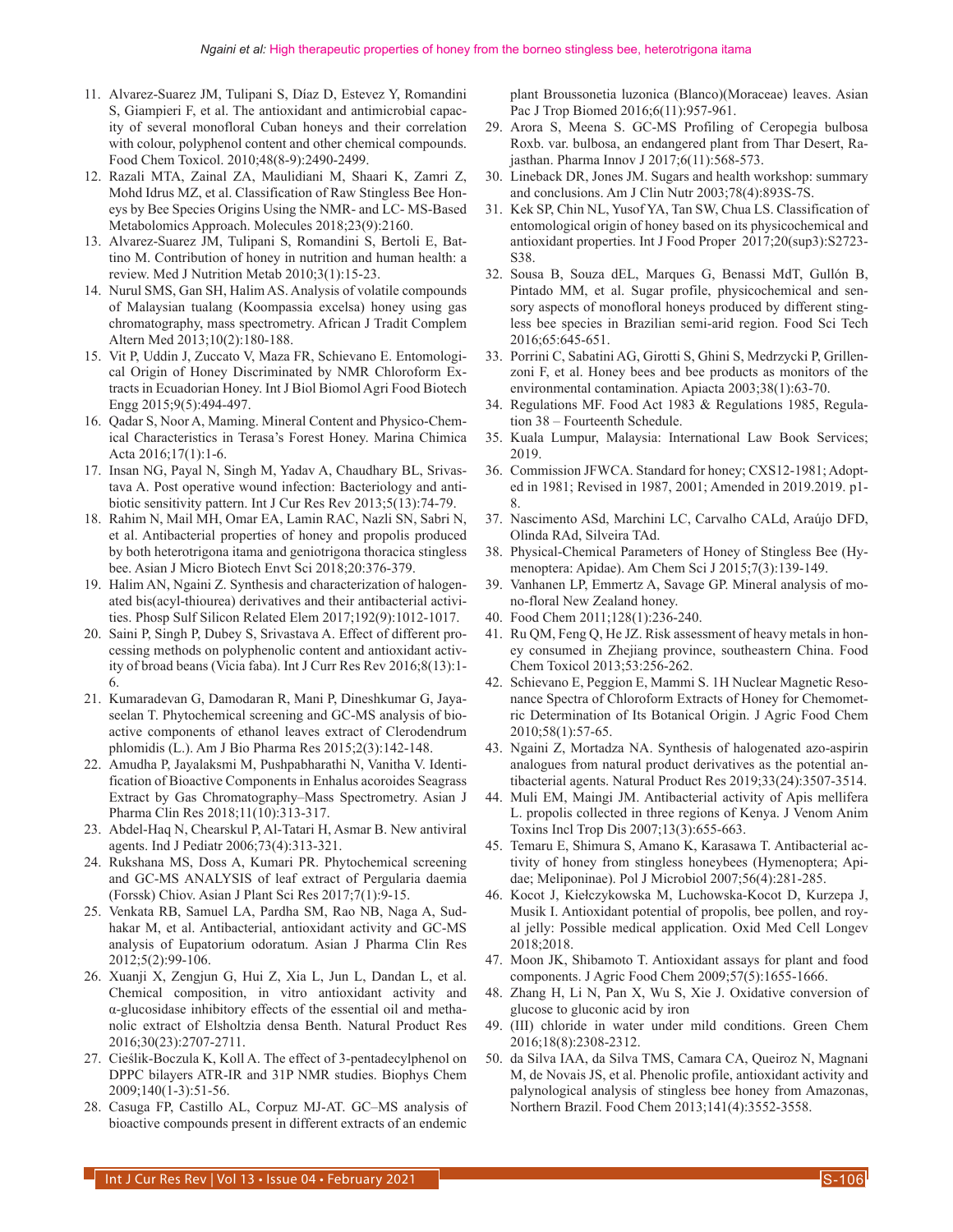11. Alvarez-Suarez JM, Tulipani S, Díaz D, Estevez Y, Romandini S, Giampieri F, et al. The antioxidant and antimicrobial capacity of several monofloral Cuban honeys and their correlation with colour, polyphenol content and other chemical compounds. Food Chem Toxicol. 2010;48(8-9):2490-2499.
12. Razali MTA, Zainal ZA, Maulidiani M, Shaari K, Zamri Z, Mohd Idrus MZ, et al. Classification of Raw Stingless Bee Honeys by Bee Species Origins Using the NMR- and LC- MS-Based Metabolomics Approach. Molecules 2018;23(9):2160.
13. Alvarez-Suarez JM, Tulipani S, Romandini S, Bertoli E, Battino M. Contribution of honey in nutrition and human health: a review. Med J Nutrition Metab 2010;3(1):15-23.
14. Nurul SMS, Gan SH, Halim AS. Analysis of volatile compounds of Malaysian tualang (Koompassia excelsa) honey using gas chromatography, mass spectrometry. African J Tradit Complem Altern Med 2013;10(2):180-188.
15. Vit P, Uddin J, Zuccato V, Maza FR, Schievano E. Entomological Origin of Honey Discriminated by NMR Chloroform Extracts in Ecuadorian Honey. Int J Biol Biomol Agri Food Biotech Engg 2015;9(5):494-497.
16. Qadar S, Noor A, Maming. Mineral Content and Physico-Chemical Characteristics in Terasa's Forest Honey. Marina Chimica Acta 2016;17(1):1-6.
17. Insan NG, Payal N, Singh M, Yadav A, Chaudhary BL, Srivastava A. Post operative wound infection: Bacteriology and antibiotic sensitivity pattern. Int J Cur Res Rev 2013;5(13):74-79.
18. Rahim N, Mail MH, Omar EA, Lamin RAC, Nazli SN, Sabri N, et al. Antibacterial properties of honey and propolis produced by both heterotrigona itama and geniotrigona thoracica stingless bee. Asian J Micro Biotech Envt Sci 2018;20:376-379.
19. Halim AN, Ngaini Z. Synthesis and characterization of halogenated bis(acyl-thiourea) derivatives and their antibacterial activities. Phosp Sulf Silicon Related Elem 2017;192(9):1012-1017.
20. Saini P, Singh P, Dubey S, Srivastava A. Effect of different processing methods on polyphenolic content and antioxidant activity of broad beans (Vicia faba). Int J Curr Res Rev 2016;8(13):1-6.
21. Kumaradevan G, Damodaran R, Mani P, Dineshkumar G, Jayaseelan T. Phytochemical screening and GC-MS analysis of bioactive components of ethanol leaves extract of Clerodendrum phlomidis (L.). Am J Bio Pharma Res 2015;2(3):142-148.
22. Amudha P, Jayalaksmi M, Pushpabharathi N, Vanitha V. Identification of Bioactive Components in Enhalus acoroides Seagrass Extract by Gas Chromatography–Mass Spectrometry. Asian J Pharma Clin Res 2018;11(10):313-317.
23. Abdel-Haq N, Chearskul P, Al-Tatari H, Asmar B. New antiviral agents. Ind J Pediatr 2006;73(4):313-321.
24. Rukshana MS, Doss A, Kumari PR. Phytochemical screening and GC-MS ANALYSIS of leaf extract of Pergularia daemia (Forssk) Chiov. Asian J Plant Sci Res 2017;7(1):9-15.
25. Venkata RB, Samuel LA, Pardha SM, Rao NB, Naga A, Sudhakar M, et al. Antibacterial, antioxidant activity and GC-MS analysis of Eupatorium odoratum. Asian J Pharma Clin Res 2012;5(2):99-106.
26. Xuanji X, Zengjun G, Hui Z, Xia L, Jun L, Dandan L, et al. Chemical composition, in vitro antioxidant activity and α-glucosidase inhibitory effects of the essential oil and methanolic extract of Elsholtzia densa Benth. Natural Product Res 2016;30(23):2707-2711.
27. Cieślik-Boczula K, Koll A. The effect of 3-pentadecylphenol on DPPC bilayers ATR-IR and 31P NMR studies. Biophys Chem 2009;140(1-3):51-56.
28. Casuga FP, Castillo AL, Corpuz MJ-AT. GC–MS analysis of bioactive compounds present in different extracts of an endemic plant Broussonetia luzonica (Blanco)(Moraceae) leaves. Asian Pac J Trop Biomed 2016;6(11):957-961.
29. Arora S, Meena S. GC-MS Profiling of Ceropegia bulbosa Roxb. var. bulbosa, an endangered plant from Thar Desert, Rajasthan. Pharma Innov J 2017;6(11):568-573.
30. Lineback DR, Jones JM. Sugars and health workshop: summary and conclusions. Am J Clin Nutr 2003;78(4):893S-7S.
31. Kek SP, Chin NL, Yusof YA, Tan SW, Chua LS. Classification of entomological origin of honey based on its physicochemical and antioxidant properties. Int J Food Proper 2017;20(sup3):S2723-S38.
32. Sousa B, Souza dEL, Marques G, Benassi MdT, Gullón B, Pintado MM, et al. Sugar profile, physicochemical and sensory aspects of monofloral honeys produced by different stingless bee species in Brazilian semi-arid region. Food Sci Tech 2016;65:645-651.
33. Porrini C, Sabatini AG, Girotti S, Ghini S, Medrzycki P, Grillenzoni F, et al. Honey bees and bee products as monitors of the environmental contamination. Apiacta 2003;38(1):63-70.
34. Regulations MF. Food Act 1983 & Regulations 1985, Regulation 38 – Fourteenth Schedule.
35. Kuala Lumpur, Malaysia: International Law Book Services; 2019.
36. Commission JFWCA. Standard for honey; CXS12-1981; Adopted in 1981; Revised in 1987, 2001; Amended in 2019.2019. p1-8.
37. Nascimento ASd, Marchini LC, Carvalho CALd, Araújo DFD, Olinda RAd, Silveira TAd.
38. Physical-Chemical Parameters of Honey of Stingless Bee (Hymenoptera: Apidae). Am Chem Sci J 2015;7(3):139-149.
39. Vanhanen LP, Emmertz A, Savage GP. Mineral analysis of mono-floral New Zealand honey.
40. Food Chem 2011;128(1):236-240.
41. Ru QM, Feng Q, He JZ. Risk assessment of heavy metals in honey consumed in Zhejiang province, southeastern China. Food Chem Toxicol 2013;53:256-262.
42. Schievano E, Peggion E, Mammi S. 1H Nuclear Magnetic Resonance Spectra of Chloroform Extracts of Honey for Chemometric Determination of Its Botanical Origin. J Agric Food Chem 2010;58(1):57-65.
43. Ngaini Z, Mortadza NA. Synthesis of halogenated azo-aspirin analogues from natural product derivatives as the potential antibacterial agents. Natural Product Res 2019;33(24):3507-3514.
44. Muli EM, Maingi JM. Antibacterial activity of Apis mellifera L. propolis collected in three regions of Kenya. J Venom Anim Toxins Incl Trop Dis 2007;13(3):655-663.
45. Temaru E, Shimura S, Amano K, Karasawa T. Antibacterial activity of honey from stingless honeybees (Hymenoptera; Apidae; Meliponinae). Pol J Microbiol 2007;56(4):281-285.
46. Kocot J, Kiełczykowska M, Luchowska-Kocot D, Kurzepa J, Musik I. Antioxidant potential of propolis, bee pollen, and royal jelly: Possible medical application. Oxid Med Cell Longev 2018;2018.
47. Moon JK, Shibamoto T. Antioxidant assays for plant and food components. J Agric Food Chem 2009;57(5):1655-1666.
48. Zhang H, Li N, Pan X, Wu S, Xie J. Oxidative conversion of glucose to gluconic acid by iron
49. (III) chloride in water under mild conditions. Green Chem 2016;18(8):2308-2312.
50. da Silva IAA, da Silva TMS, Camara CA, Queiroz N, Magnani M, de Novais JS, et al. Phenolic profile, antioxidant activity and palynological analysis of stingless bee honey from Amazonas, Northern Brazil. Food Chem 2013;141(4):3552-3558.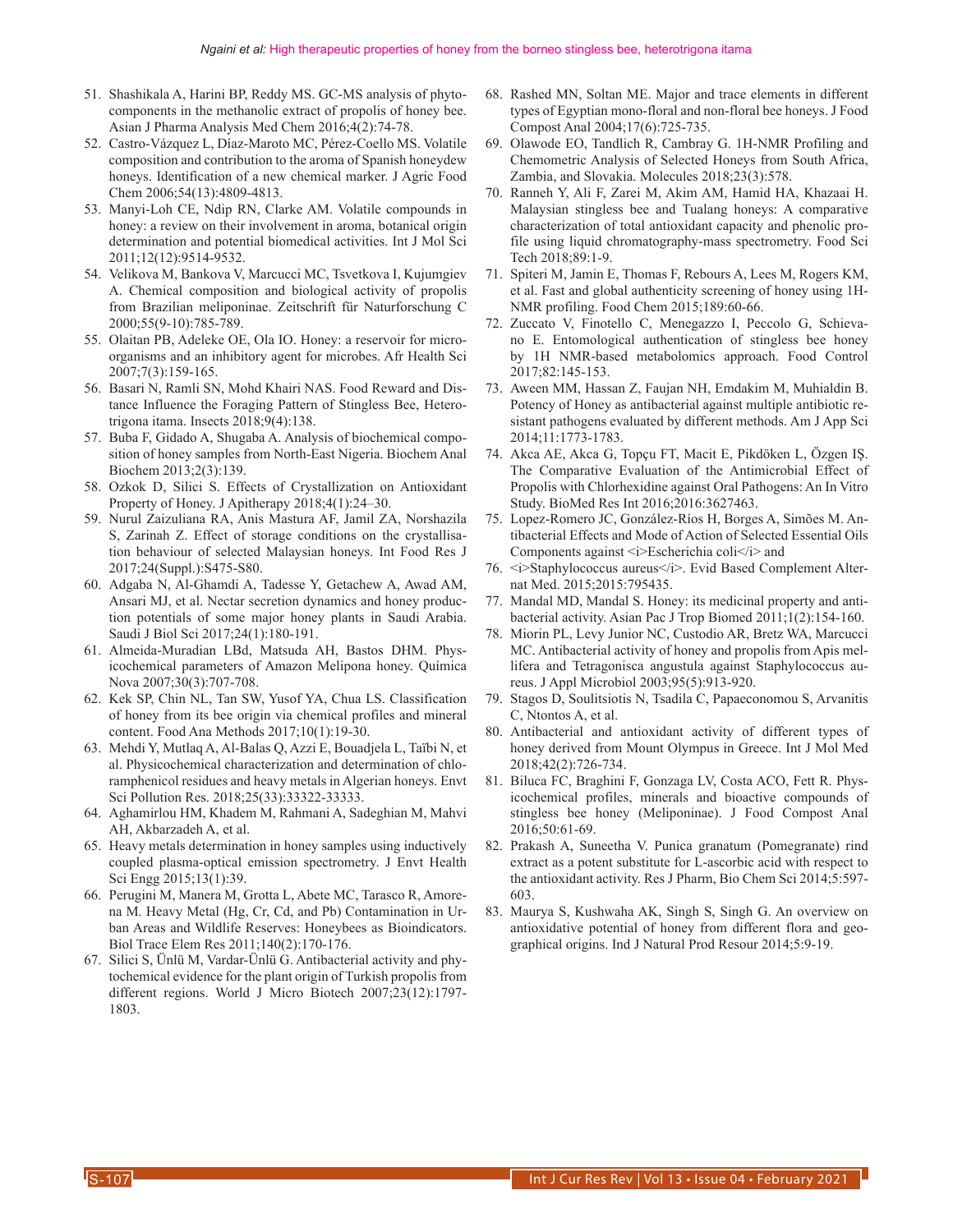51. Shashikala A, Harini BP, Reddy MS. GC-MS analysis of phytocomponents in the methanolic extract of propolis of honey bee. Asian J Pharma Analysis Med Chem 2016;4(2):74-78.
52. Castro-Vázquez L, Díaz-Maroto MC, Pérez-Coello MS. Volatile composition and contribution to the aroma of Spanish honeydew honeys. Identification of a new chemical marker. J Agric Food Chem 2006;54(13):4809-4813.
53. Manyi-Loh CE, Ndip RN, Clarke AM. Volatile compounds in honey: a review on their involvement in aroma, botanical origin determination and potential biomedical activities. Int J Mol Sci 2011;12(12):9514-9532.
54. Velikova M, Bankova V, Marcucci MC, Tsvetkova I, Kujumgiev A. Chemical composition and biological activity of propolis from Brazilian meliponinae. Zeitschrift für Naturforschung C 2000;55(9-10):785-789.
55. Olaitan PB, Adeleke OE, Ola IO. Honey: a reservoir for microorganisms and an inhibitory agent for microbes. Afr Health Sci 2007;7(3):159-165.
56. Basari N, Ramli SN, Mohd Khairi NAS. Food Reward and Distance Influence the Foraging Pattern of Stingless Bee, Heterotrigona itama. Insects 2018;9(4):138.
57. Buba F, Gidado A, Shugaba A. Analysis of biochemical composition of honey samples from North-East Nigeria. Biochem Anal Biochem 2013;2(3):139.
58. Ozkok D, Silici S. Effects of Crystallization on Antioxidant Property of Honey. J Apitherapy 2018;4(1):24–30.
59. Nurul Zaizuliana RA, Anis Mastura AF, Jamil ZA, Norshazila S, Zarinah Z. Effect of storage conditions on the crystallisation behaviour of selected Malaysian honeys. Int Food Res J 2017;24(Suppl.):S475-S80.
60. Adgaba N, Al-Ghamdi A, Tadesse Y, Getachew A, Awad AM, Ansari MJ, et al. Nectar secretion dynamics and honey production potentials of some major honey plants in Saudi Arabia. Saudi J Biol Sci 2017;24(1):180-191.
61. Almeida-Muradian LBd, Matsuda AH, Bastos DHM. Physicochemical parameters of Amazon Melipona honey. Química Nova 2007;30(3):707-708.
62. Kek SP, Chin NL, Tan SW, Yusof YA, Chua LS. Classification of honey from its bee origin via chemical profiles and mineral content. Food Ana Methods 2017;10(1):19-30.
63. Mehdi Y, Mutlaq A, Al-Balas Q, Azzi E, Bouadjela L, Taïbi N, et al. Physicochemical characterization and determination of chloramphenicol residues and heavy metals in Algerian honeys. Envt Sci Pollution Res. 2018;25(33):33322-33333.
64. Aghamirlou HM, Khadem M, Rahmani A, Sadeghian M, Mahvi AH, Akbarzadeh A, et al.
65. Heavy metals determination in honey samples using inductively coupled plasma-optical emission spectrometry. J Envt Health Sci Engg 2015;13(1):39.
66. Perugini M, Manera M, Grotta L, Abete MC, Tarasco R, Amorena M. Heavy Metal (Hg, Cr, Cd, and Pb) Contamination in Urban Areas and Wildlife Reserves: Honeybees as Bioindicators. Biol Trace Elem Res 2011;140(2):170-176.
67. Silici S, Ünlü M, Vardar-Ünlü G. Antibacterial activity and phytochemical evidence for the plant origin of Turkish propolis from different regions. World J Micro Biotech 2007;23(12):1797-1803.
68. Rashed MN, Soltan ME. Major and trace elements in different types of Egyptian mono-floral and non-floral bee honeys. J Food Compost Anal 2004;17(6):725-735.
69. Olawode EO, Tandlich R, Cambray G. 1H-NMR Profiling and Chemometric Analysis of Selected Honeys from South Africa, Zambia, and Slovakia. Molecules 2018;23(3):578.
70. Ranneh Y, Ali F, Zarei M, Akim AM, Hamid HA, Khazaai H. Malaysian stingless bee and Tualang honeys: A comparative characterization of total antioxidant capacity and phenolic profile using liquid chromatography-mass spectrometry. Food Sci Tech 2018;89:1-9.
71. Spiteri M, Jamin E, Thomas F, Rebours A, Lees M, Rogers KM, et al. Fast and global authenticity screening of honey using 1H-NMR profiling. Food Chem 2015;189:60-66.
72. Zuccato V, Finotello C, Menegazzo I, Peccolo G, Schievano E. Entomological authentication of stingless bee honey by 1H NMR-based metabolomics approach. Food Control 2017;82:145-153.
73. Aween MM, Hassan Z, Faujan NH, Emdakim M, Muhialdin B. Potency of Honey as antibacterial against multiple antibiotic resistant pathogens evaluated by different methods. Am J App Sci 2014;11:1773-1783.
74. Akca AE, Akca G, Topçu FT, Macit E, Pikdöken L, Özgen IŞ. The Comparative Evaluation of the Antimicrobial Effect of Propolis with Chlorhexidine against Oral Pathogens: An In Vitro Study. BioMed Res Int 2016;2016:3627463.
75. Lopez-Romero JC, González-Ríos H, Borges A, Simões M. Antibacterial Effects and Mode of Action of Selected Essential Oils Components against <i>Escherichia coli</i> and
76. <i>Staphylococcus aureus</i>. Evid Based Complement Alternat Med. 2015;2015:795435.
77. Mandal MD, Mandal S. Honey: its medicinal property and antibacterial activity. Asian Pac J Trop Biomed 2011;1(2):154-160.
78. Miorin PL, Levy Junior NC, Custodio AR, Bretz WA, Marcucci MC. Antibacterial activity of honey and propolis from Apis mellifera and Tetragonisca angustula against Staphylococcus aureus. J Appl Microbiol 2003;95(5):913-920.
79. Stagos D, Soulitsiotis N, Tsadila C, Papaeconomou S, Arvanitis C, Ntontos A, et al.
80. Antibacterial and antioxidant activity of different types of honey derived from Mount Olympus in Greece. Int J Mol Med 2018;42(2):726-734.
81. Biluca FC, Braghini F, Gonzaga LV, Costa ACO, Fett R. Physicochemical profiles, minerals and bioactive compounds of stingless bee honey (Meliponinae). J Food Compost Anal 2016;50:61-69.
82. Prakash A, Suneetha V. Punica granatum (Pomegranate) rind extract as a potent substitute for L-ascorbic acid with respect to the antioxidant activity. Res J Pharm, Bio Chem Sci 2014;5:597-603.
83. Maurya S, Kushwaha AK, Singh S, Singh G. An overview on antioxidative potential of honey from different flora and geographical origins. Ind J Natural Prod Resour 2014;5:9-19.